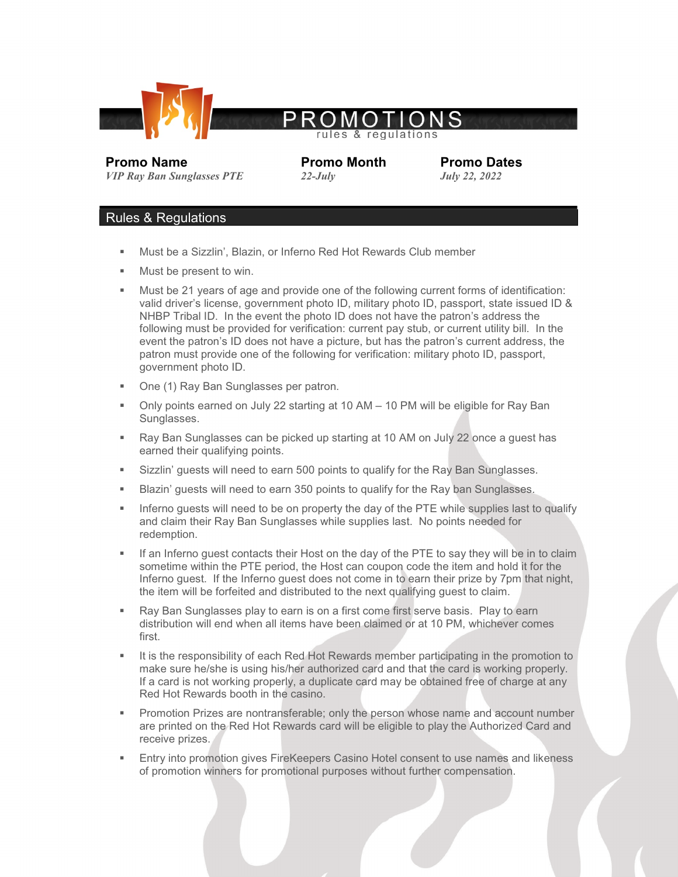# PROMOTIONS

rules & regulations

| Promo Name | Promo Month | Promo Dates |
|---|---|---|
| *VIP Ray Ban Sunglasses PTE* | *22-July* | *July 22, 2022* |

## Rules & Regulations

- Must be a Sizzlin', Blazin, or Inferno Red Hot Rewards Club member
- Must be present to win.
- Must be 21 years of age and provide one of the following current forms of identification: valid driver's license, government photo ID, military photo ID, passport, state issued ID & NHBP Tribal ID. In the event the photo ID does not have the patron's address the following must be provided for verification: current pay stub, or current utility bill. In the event the patron's ID does not have a picture, but has the patron's current address, the patron must provide one of the following for verification: military photo ID, passport, government photo ID.
- One (1) Ray Ban Sunglasses per patron.
- Only points earned on July 22 starting at 10 AM – 10 PM will be eligible for Ray Ban Sunglasses.
- Ray Ban Sunglasses can be picked up starting at 10 AM on July 22 once a guest has earned their qualifying points.
- Sizzlin' guests will need to earn 500 points to qualify for the Ray Ban Sunglasses.
- Blazin' guests will need to earn 350 points to qualify for the Ray ban Sunglasses.
- Inferno guests will need to be on property the day of the PTE while supplies last to qualify and claim their Ray Ban Sunglasses while supplies last. No points needed for redemption.
- If an Inferno guest contacts their Host on the day of the PTE to say they will be in to claim sometime within the PTE period, the Host can coupon code the item and hold it for the Inferno guest. If the Inferno guest does not come in to earn their prize by 7pm that night, the item will be forfeited and distributed to the next qualifying guest to claim.
- Ray Ban Sunglasses play to earn is on a first come first serve basis. Play to earn distribution will end when all items have been claimed or at 10 PM, whichever comes first.
- It is the responsibility of each Red Hot Rewards member participating in the promotion to make sure he/she is using his/her authorized card and that the card is working properly. If a card is not working properly, a duplicate card may be obtained free of charge at any Red Hot Rewards booth in the casino.
- Promotion Prizes are nontransferable; only the person whose name and account number are printed on the Red Hot Rewards card will be eligible to play the Authorized Card and receive prizes.
- Entry into promotion gives FireKeepers Casino Hotel consent to use names and likeness of promotion winners for promotional purposes without further compensation.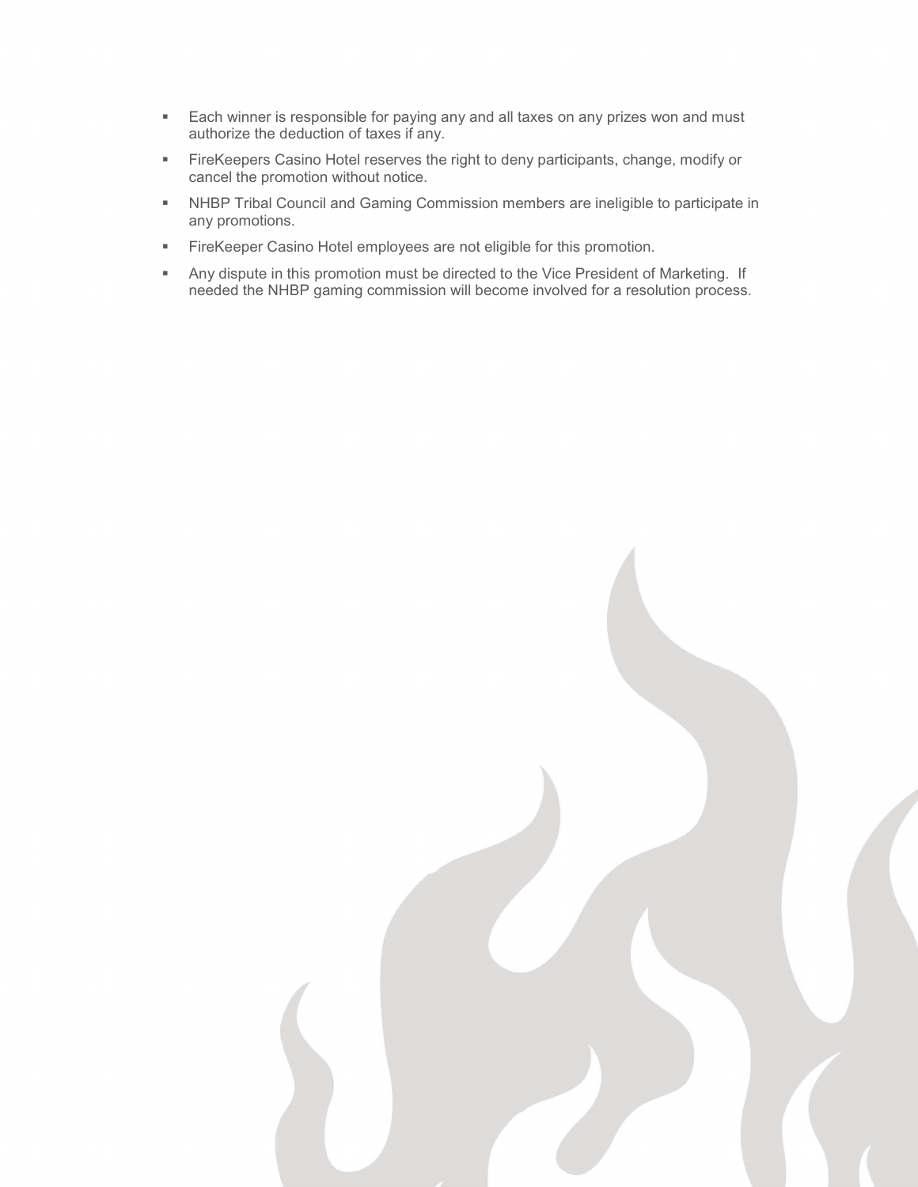- Each winner is responsible for paying any and all taxes on any prizes won and must authorize the deduction of taxes if any.
- FireKeepers Casino Hotel reserves the right to deny participants, change, modify or cancel the promotion without notice.
- NHBP Tribal Council and Gaming Commission members are ineligible to participate in any promotions.
- FireKeeper Casino Hotel employees are not eligible for this promotion.
- Any dispute in this promotion must be directed to the Vice President of Marketing. If needed the NHBP gaming commission will become involved for a resolution process.